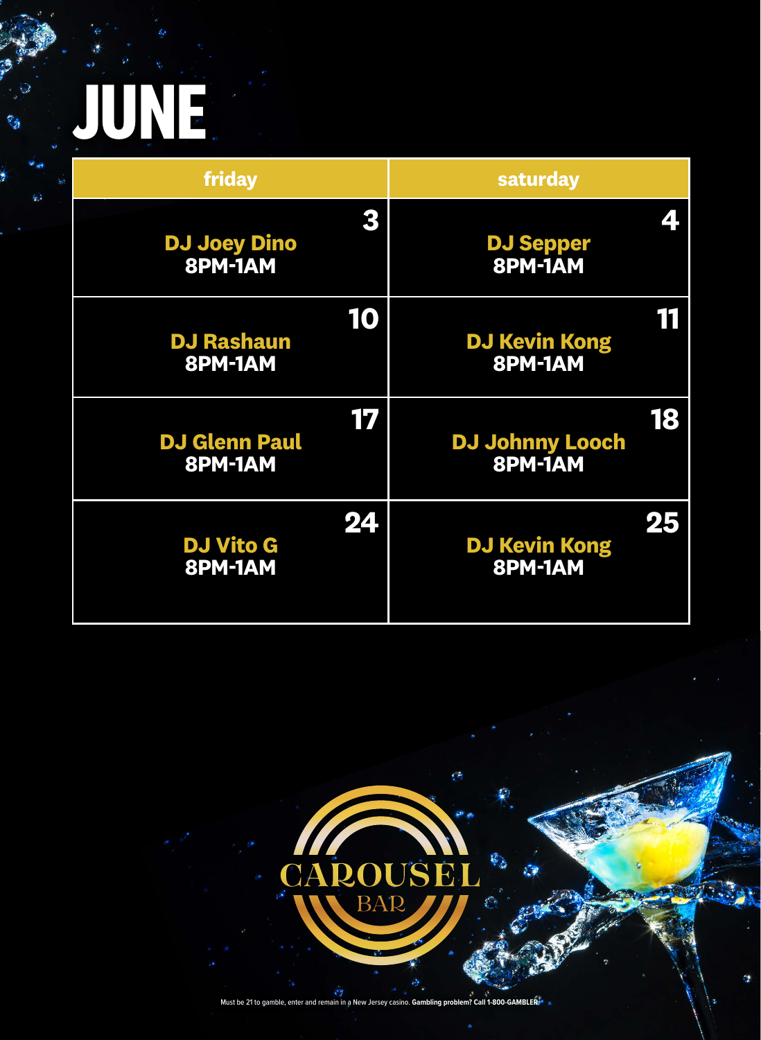# JUNE

| friday | saturday |
| --- | --- |
| **3** DJ Joey Dino 8PM-1AM | **4** DJ Sepper 8PM-1AM |
| **10** DJ Rashaun 8PM-1AM | **11** DJ Kevin Kong 8PM-1AM |
| **17** DJ Glenn Paul 8PM-1AM | **18** DJ Johnny Looch 8PM-1AM |
| **24** DJ Vito G 8PM-1AM | **25** DJ Kevin Kong 8PM-1AM |

CAROUSEL BAR

Must be 21 to gamble, enter and remain in a New Jersey casino. **Gambling problem? Call 1-800-GAMBLER.**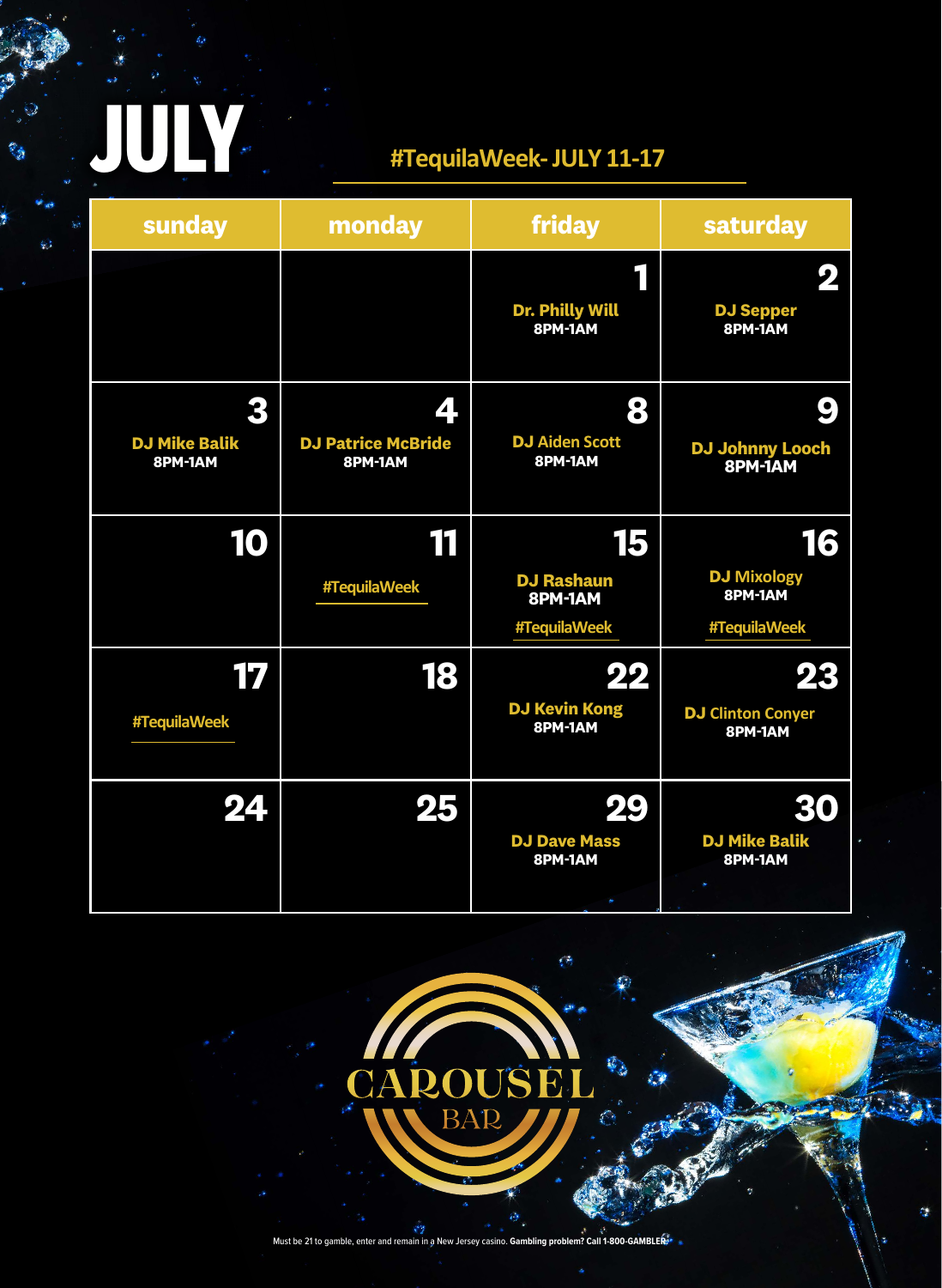# JULY

#TequilaWeek- JULY 11-17

| sunday | monday | friday | saturday |
|---|---|---|---|
| | | 1 **Dr. Philly Will** 8PM-1AM | 2 **DJ Sepper** 8PM-1AM |
| 3 **DJ Mike Balik** 8PM-1AM | 4 **DJ Patrice McBride** 8PM-1AM | 8 **DJ Aiden Scott** 8PM-1AM | 9 **DJ Johnny Looch** 8PM-1AM |
| 10 | 11 #TequilaWeek | 15 **DJ Rashaun** 8PM-1AM #TequilaWeek | 16 **DJ Mixology** 8PM-1AM #TequilaWeek |
| 17 #TequilaWeek | 18 | 22 **DJ Kevin Kong** 8PM-1AM | 23 **DJ Clinton Conyer** 8PM-1AM |
| 24 | 25 | 29 **DJ Dave Mass** 8PM-1AM | 30 **DJ Mike Balik** 8PM-1AM |

CAROUSEL BAR

Must be 21 to gamble, enter and remain in a New Jersey casino. **Gambling problem? Call 1-800-GAMBLER.**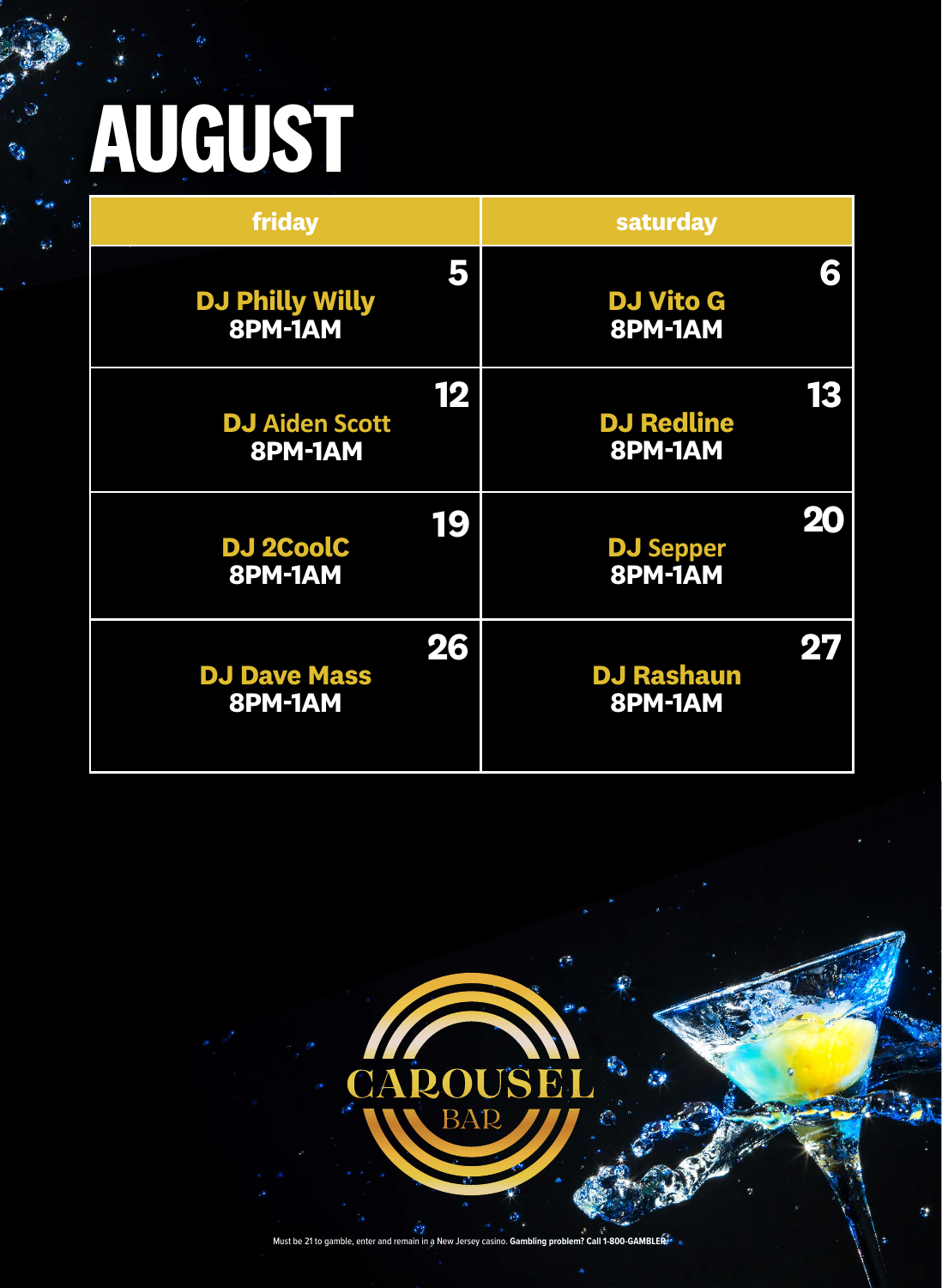# AUGUST

| friday | saturday |
|---|---|
| **5**<br>**DJ Philly Willy**<br>**8PM-1AM** | **6**<br>**DJ Vito G**<br>**8PM-1AM** |
| **12**<br>**DJ Aiden Scott**<br>**8PM-1AM** | **13**<br>**DJ Redline**<br>**8PM-1AM** |
| **19**<br>**DJ 2CoolC**<br>**8PM-1AM** | **20**<br>**DJ Sepper**<br>**8PM-1AM** |
| **26**<br>**DJ Dave Mass**<br>**8PM-1AM** | **27**<br>**DJ Rashaun**<br>**8PM-1AM** |

CAROUSEL BAR

Must be 21 to gamble, enter and remain in a New Jersey casino. **Gambling problem? Call 1-800-GAMBLER.**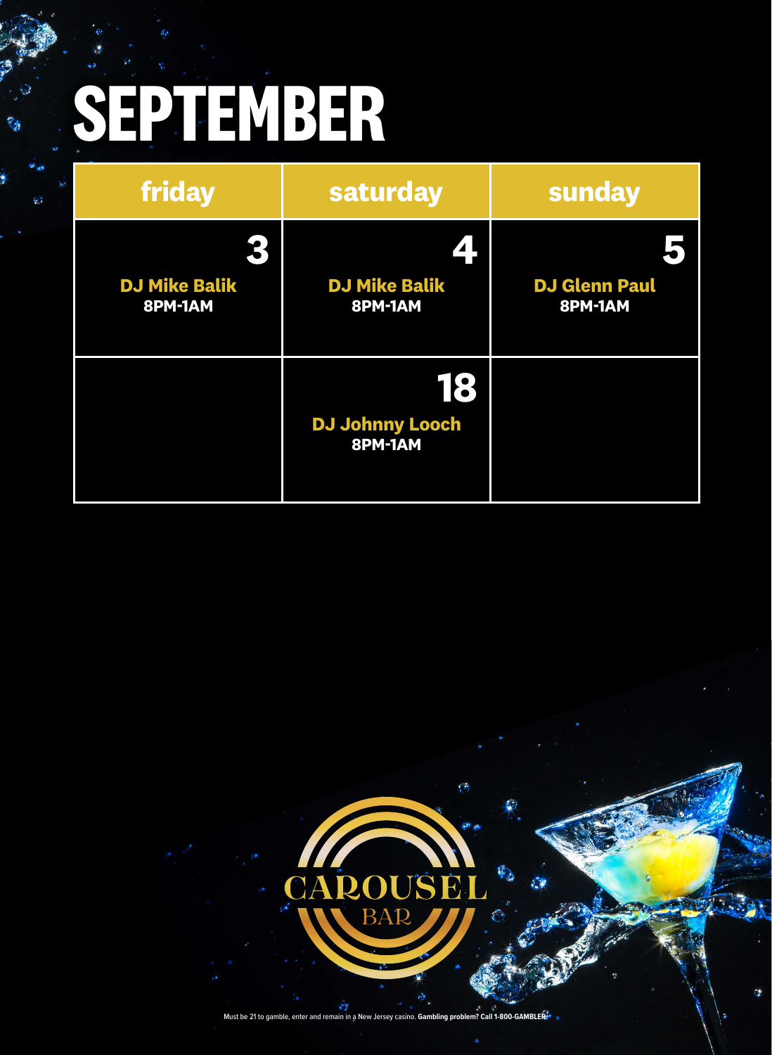# SEPTEMBER

| friday | saturday | sunday |
|---|---|---|
| **3**<br>DJ Mike Balik<br>8PM-1AM | **4**<br>DJ Mike Balik<br>8PM-1AM | **5**<br>DJ Glenn Paul<br>8PM-1AM |
| | **18**<br>DJ Johnny Looch<br>8PM-1AM | |

CAROUSEL BAR

Must be 21 to gamble, enter and remain in a New Jersey casino. **Gambling problem? Call 1-800-GAMBLER.**